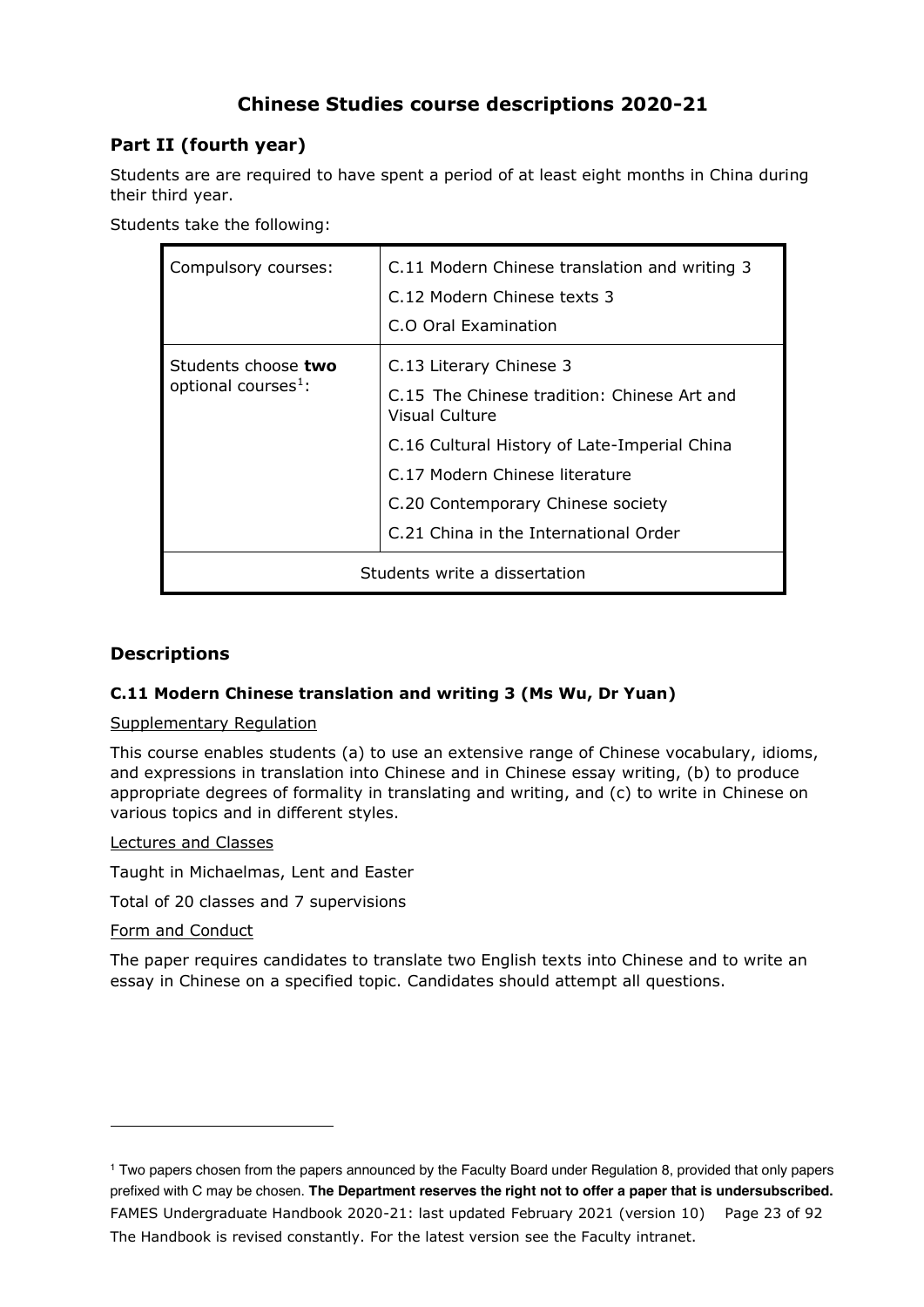# Chinese Studies course descriptions 2020-21

## Part II (fourth year)

Students are are required to have spent a period of at least eight months in China during their third year.

Students take the following:

| | |
|---|---|
| Compulsory courses: | C.11 Modern Chinese translation and writing 3<br>C.12 Modern Chinese texts 3<br>C.O Oral Examination |
| Students choose **two** optional courses[1]: | C.13 Literary Chinese 3<br>C.15 The Chinese tradition: Chinese Art and Visual Culture<br>C.16 Cultural History of Late-Imperial China<br>C.17 Modern Chinese literature<br>C.20 Contemporary Chinese society<br>C.21 China in the International Order |
| Students write a dissertation | |

## Descriptions

### C.11 Modern Chinese translation and writing 3 (Ms Wu, Dr Yuan)

Supplementary Regulation

This course enables students (a) to use an extensive range of Chinese vocabulary, idioms, and expressions in translation into Chinese and in Chinese essay writing, (b) to produce appropriate degrees of formality in translating and writing, and (c) to write in Chinese on various topics and in different styles.

Lectures and Classes

Taught in Michaelmas, Lent and Easter

Total of 20 classes and 7 supervisions

Form and Conduct

The paper requires candidates to translate two English texts into Chinese and to write an essay in Chinese on a specified topic. Candidates should attempt all questions.

---

[1] Two papers chosen from the papers announced by the Faculty Board under Regulation 8, provided that only papers prefixed with C may be chosen. **The Department reserves the right not to offer a paper that is undersubscribed.**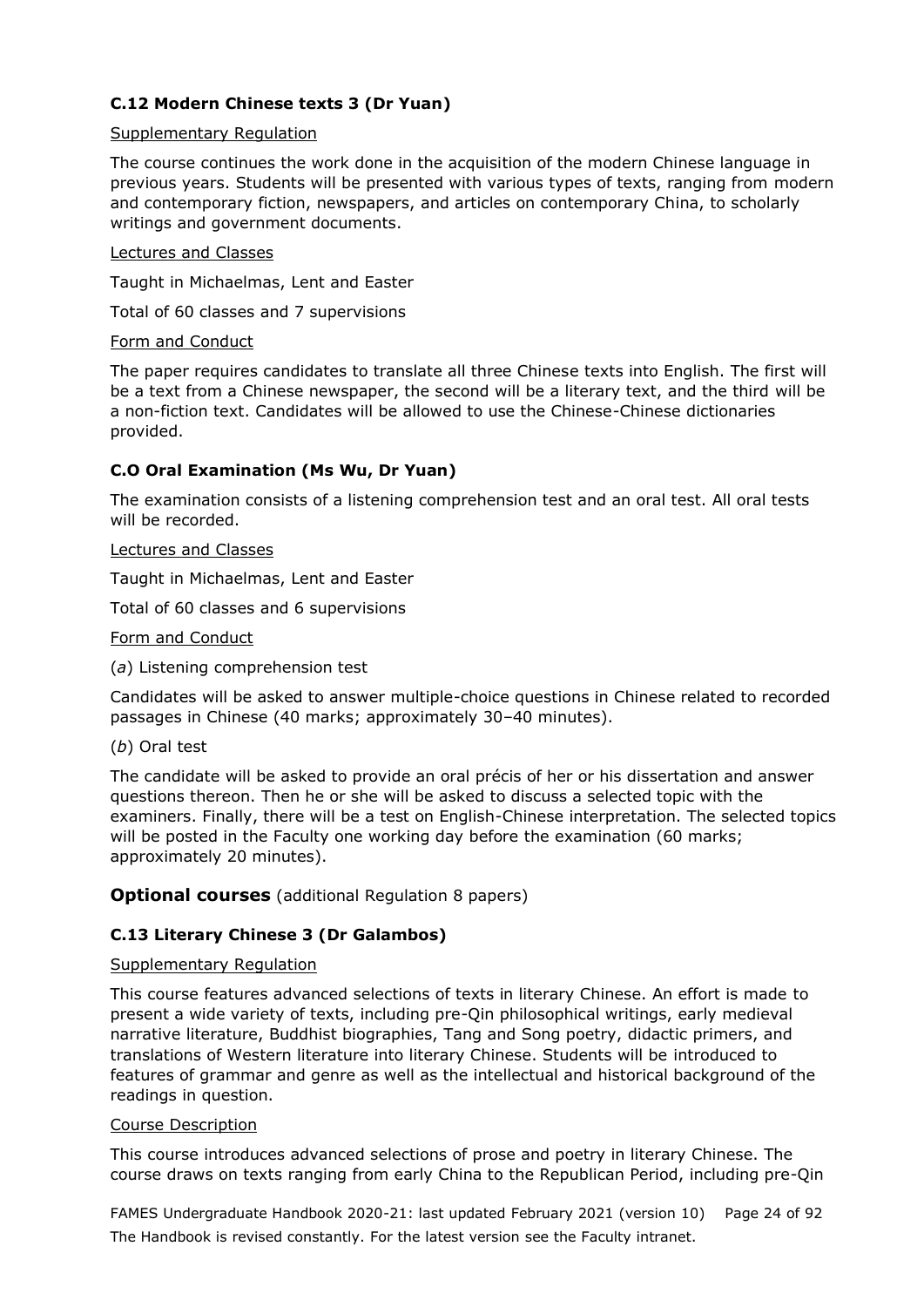### C.12 Modern Chinese texts 3 (Dr Yuan)

Supplementary Regulation

The course continues the work done in the acquisition of the modern Chinese language in previous years. Students will be presented with various types of texts, ranging from modern and contemporary fiction, newspapers, and articles on contemporary China, to scholarly writings and government documents.

Lectures and Classes

Taught in Michaelmas, Lent and Easter

Total of 60 classes and 7 supervisions

Form and Conduct

The paper requires candidates to translate all three Chinese texts into English. The first will be a text from a Chinese newspaper, the second will be a literary text, and the third will be a non-fiction text. Candidates will be allowed to use the Chinese-Chinese dictionaries provided.

### C.O Oral Examination (Ms Wu, Dr Yuan)

The examination consists of a listening comprehension test and an oral test. All oral tests will be recorded.

Lectures and Classes

Taught in Michaelmas, Lent and Easter

Total of 60 classes and 6 supervisions

Form and Conduct

(*a*) Listening comprehension test

Candidates will be asked to answer multiple-choice questions in Chinese related to recorded passages in Chinese (40 marks; approximately 30–40 minutes).

(*b*) Oral test

The candidate will be asked to provide an oral précis of her or his dissertation and answer questions thereon. Then he or she will be asked to discuss a selected topic with the examiners. Finally, there will be a test on English-Chinese interpretation. The selected topics will be posted in the Faculty one working day before the examination (60 marks; approximately 20 minutes).

## Optional courses (additional Regulation 8 papers)

### C.13 Literary Chinese 3 (Dr Galambos)

Supplementary Regulation

This course features advanced selections of texts in literary Chinese. An effort is made to present a wide variety of texts, including pre-Qin philosophical writings, early medieval narrative literature, Buddhist biographies, Tang and Song poetry, didactic primers, and translations of Western literature into literary Chinese. Students will be introduced to features of grammar and genre as well as the intellectual and historical background of the readings in question.

Course Description

This course introduces advanced selections of prose and poetry in literary Chinese. The course draws on texts ranging from early China to the Republican Period, including pre-Qin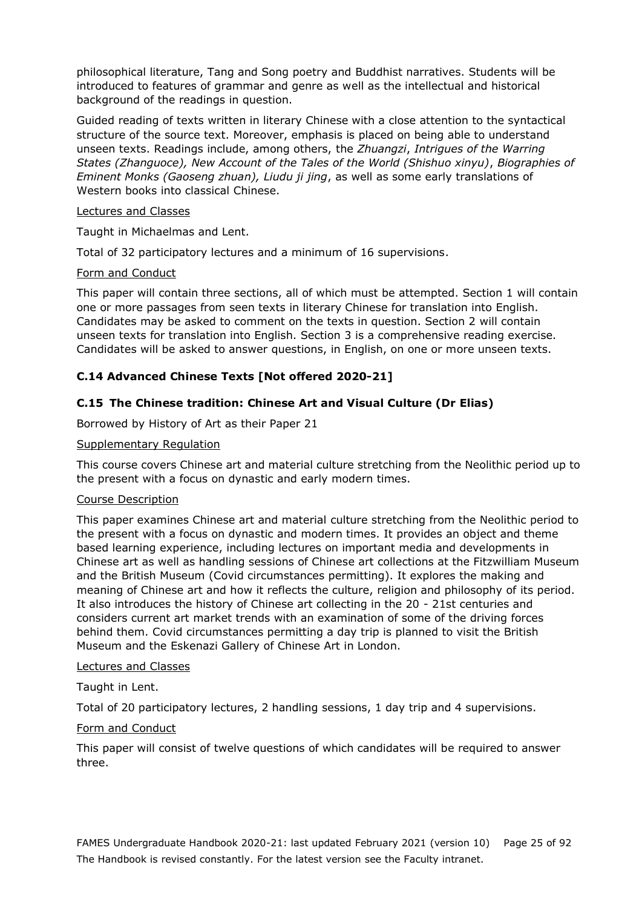philosophical literature, Tang and Song poetry and Buddhist narratives. Students will be introduced to features of grammar and genre as well as the intellectual and historical background of the readings in question.

Guided reading of texts written in literary Chinese with a close attention to the syntactical structure of the source text. Moreover, emphasis is placed on being able to understand unseen texts. Readings include, among others, the *Zhuangzi*, *Intrigues of the Warring States (Zhanguoce), New Account of the Tales of the World (Shishuo xinyu)*, *Biographies of Eminent Monks (Gaoseng zhuan), Liudu ji jing*, as well as some early translations of Western books into classical Chinese.

Lectures and Classes

Taught in Michaelmas and Lent.

Total of 32 participatory lectures and a minimum of 16 supervisions.

Form and Conduct

This paper will contain three sections, all of which must be attempted. Section 1 will contain one or more passages from seen texts in literary Chinese for translation into English. Candidates may be asked to comment on the texts in question. Section 2 will contain unseen texts for translation into English. Section 3 is a comprehensive reading exercise. Candidates will be asked to answer questions, in English, on one or more unseen texts.

### C.14 Advanced Chinese Texts [Not offered 2020-21]

### C.15 The Chinese tradition: Chinese Art and Visual Culture (Dr Elias)

Borrowed by History of Art as their Paper 21

Supplementary Regulation

This course covers Chinese art and material culture stretching from the Neolithic period up to the present with a focus on dynastic and early modern times.

Course Description

This paper examines Chinese art and material culture stretching from the Neolithic period to the present with a focus on dynastic and modern times. It provides an object and theme based learning experience, including lectures on important media and developments in Chinese art as well as handling sessions of Chinese art collections at the Fitzwilliam Museum and the British Museum (Covid circumstances permitting). It explores the making and meaning of Chinese art and how it reflects the culture, religion and philosophy of its period. It also introduces the history of Chinese art collecting in the 20 - 21st centuries and considers current art market trends with an examination of some of the driving forces behind them. Covid circumstances permitting a day trip is planned to visit the British Museum and the Eskenazi Gallery of Chinese Art in London.

Lectures and Classes

Taught in Lent.

Total of 20 participatory lectures, 2 handling sessions, 1 day trip and 4 supervisions.

Form and Conduct

This paper will consist of twelve questions of which candidates will be required to answer three.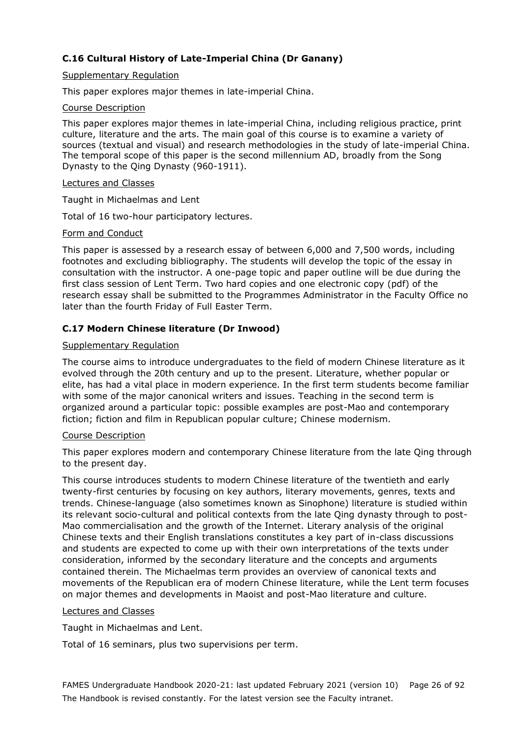### C.16 Cultural History of Late-Imperial China (Dr Ganany)

Supplementary Regulation

This paper explores major themes in late-imperial China.

Course Description

This paper explores major themes in late-imperial China, including religious practice, print culture, literature and the arts. The main goal of this course is to examine a variety of sources (textual and visual) and research methodologies in the study of late-imperial China. The temporal scope of this paper is the second millennium AD, broadly from the Song Dynasty to the Qing Dynasty (960-1911).

Lectures and Classes

Taught in Michaelmas and Lent

Total of 16 two-hour participatory lectures.

Form and Conduct

This paper is assessed by a research essay of between 6,000 and 7,500 words, including footnotes and excluding bibliography. The students will develop the topic of the essay in consultation with the instructor. A one-page topic and paper outline will be due during the first class session of Lent Term. Two hard copies and one electronic copy (pdf) of the research essay shall be submitted to the Programmes Administrator in the Faculty Office no later than the fourth Friday of Full Easter Term.

### C.17 Modern Chinese literature (Dr Inwood)

Supplementary Regulation

The course aims to introduce undergraduates to the field of modern Chinese literature as it evolved through the 20th century and up to the present. Literature, whether popular or elite, has had a vital place in modern experience. In the first term students become familiar with some of the major canonical writers and issues. Teaching in the second term is organized around a particular topic: possible examples are post-Mao and contemporary fiction; fiction and film in Republican popular culture; Chinese modernism.

Course Description

This paper explores modern and contemporary Chinese literature from the late Qing through to the present day.

This course introduces students to modern Chinese literature of the twentieth and early twenty-first centuries by focusing on key authors, literary movements, genres, texts and trends. Chinese-language (also sometimes known as Sinophone) literature is studied within its relevant socio-cultural and political contexts from the late Qing dynasty through to post-Mao commercialisation and the growth of the Internet. Literary analysis of the original Chinese texts and their English translations constitutes a key part of in-class discussions and students are expected to come up with their own interpretations of the texts under consideration, informed by the secondary literature and the concepts and arguments contained therein. The Michaelmas term provides an overview of canonical texts and movements of the Republican era of modern Chinese literature, while the Lent term focuses on major themes and developments in Maoist and post-Mao literature and culture.

Lectures and Classes

Taught in Michaelmas and Lent.

Total of 16 seminars, plus two supervisions per term.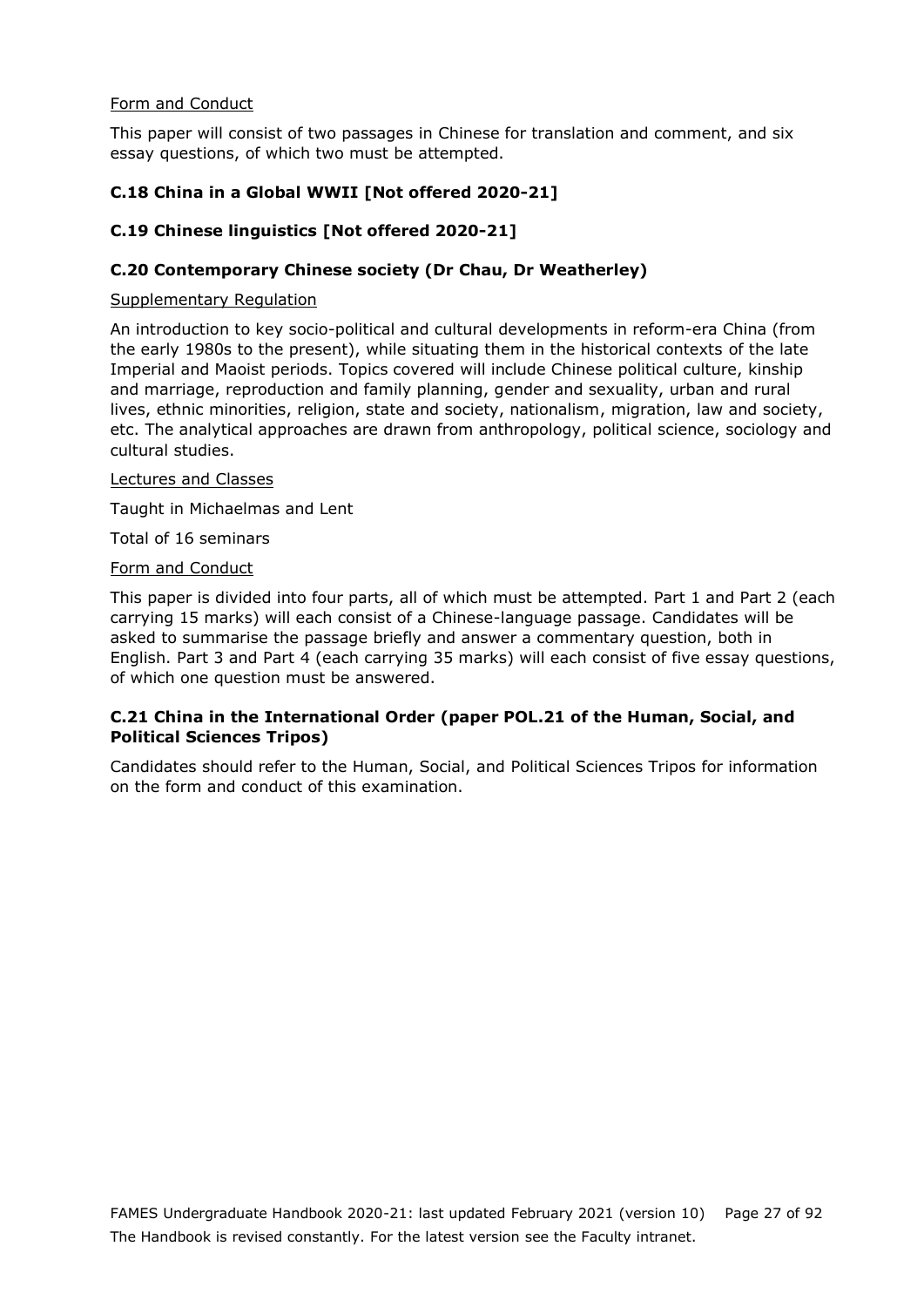Form and Conduct

This paper will consist of two passages in Chinese for translation and comment, and six essay questions, of which two must be attempted.

### C.18 China in a Global WWII [Not offered 2020-21]

### C.19 Chinese linguistics [Not offered 2020-21]

### C.20 Contemporary Chinese society (Dr Chau, Dr Weatherley)

Supplementary Regulation

An introduction to key socio-political and cultural developments in reform-era China (from the early 1980s to the present), while situating them in the historical contexts of the late Imperial and Maoist periods. Topics covered will include Chinese political culture, kinship and marriage, reproduction and family planning, gender and sexuality, urban and rural lives, ethnic minorities, religion, state and society, nationalism, migration, law and society, etc. The analytical approaches are drawn from anthropology, political science, sociology and cultural studies.

Lectures and Classes

Taught in Michaelmas and Lent

Total of 16 seminars

Form and Conduct

This paper is divided into four parts, all of which must be attempted. Part 1 and Part 2 (each carrying 15 marks) will each consist of a Chinese-language passage. Candidates will be asked to summarise the passage briefly and answer a commentary question, both in English. Part 3 and Part 4 (each carrying 35 marks) will each consist of five essay questions, of which one question must be answered.

### C.21 China in the International Order (paper POL.21 of the Human, Social, and Political Sciences Tripos)

Candidates should refer to the Human, Social, and Political Sciences Tripos for information on the form and conduct of this examination.